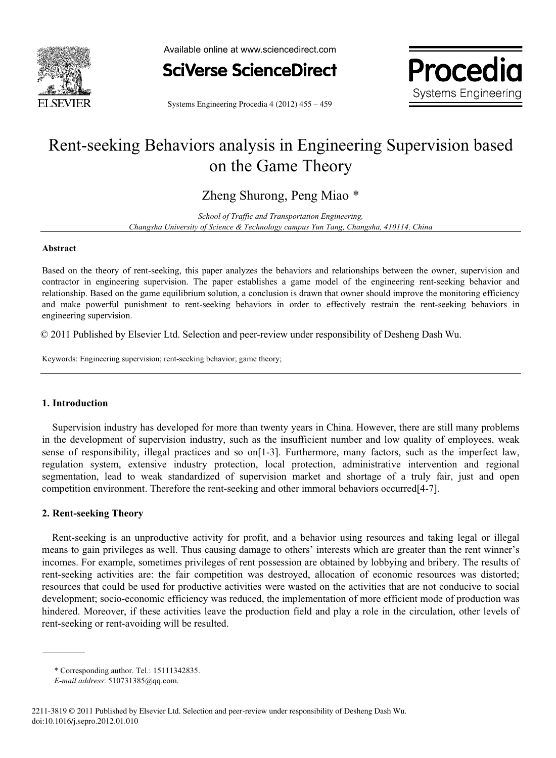# Rent-seeking Behaviors analysis in Engineering Supervision based on the Game Theory

Zheng Shurong, Peng Miao *

*School of Traffic and Transportation Engineering, Changsha University of Science & Technology campus Yun Tang, Changsha, 410114, China*

## Abstract

Based on the theory of rent-seeking, this paper analyzes the behaviors and relationships between the owner, supervision and contractor in engineering supervision. The paper establishes a game model of the engineering rent-seeking behavior and relationship. Based on the game equilibrium solution, a conclusion is drawn that owner should improve the monitoring efficiency and make powerful punishment to rent-seeking behaviors in order to effectively restrain the rent-seeking behaviors in engineering supervision.

© 2011 Published by Elsevier Ltd. Selection and peer-review under responsibility of Desheng Dash Wu.

Keywords: Engineering supervision; rent-seeking behavior; game theory;

## 1. Introduction

Supervision industry has developed for more than twenty years in China. However, there are still many problems in the development of supervision industry, such as the insufficient number and low quality of employees, weak sense of responsibility, illegal practices and so on[1-3]. Furthermore, many factors, such as the imperfect law, regulation system, extensive industry protection, local protection, administrative intervention and regional segmentation, lead to weak standardized of supervision market and shortage of a truly fair, just and open competition environment. Therefore the rent-seeking and other immoral behaviors occurred[4-7].

## 2. Rent-seeking Theory

Rent-seeking is an unproductive activity for profit, and a behavior using resources and taking legal or illegal means to gain privileges as well. Thus causing damage to others' interests which are greater than the rent winner's incomes. For example, sometimes privileges of rent possession are obtained by lobbying and bribery. The results of rent-seeking activities are: the fair competition was destroyed, allocation of economic resources was distorted; resources that could be used for productive activities were wasted on the activities that are not conducive to social development; socio-economic efficiency was reduced, the implementation of more efficient mode of production was hindered. Moreover, if these activities leave the production field and play a role in the circulation, other levels of rent-seeking or rent-avoiding will be resulted.

---

\* Corresponding author. Tel.: 15111342835.
*E-mail address*: 510731385@qq.com.

2211-3819 © 2011 Published by Elsevier Ltd. Selection and peer-review under responsibility of Desheng Dash Wu.
doi:10.1016/j.sepro.2012.01.010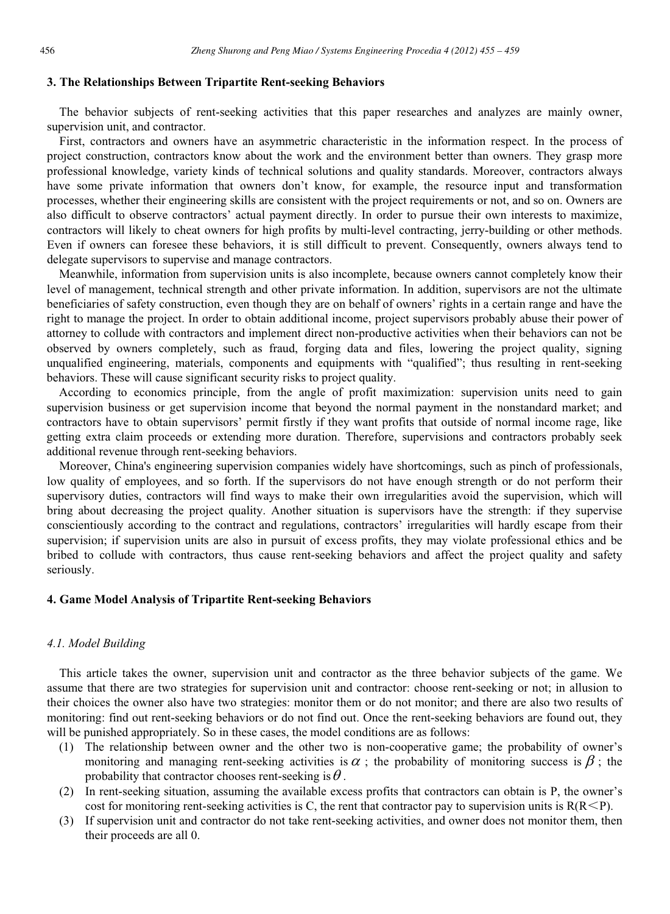### 3. The Relationships Between Tripartite Rent-seeking Behaviors

The behavior subjects of rent-seeking activities that this paper researches and analyzes are mainly owner, supervision unit, and contractor.

First, contractors and owners have an asymmetric characteristic in the information respect. In the process of project construction, contractors know about the work and the environment better than owners. They grasp more professional knowledge, variety kinds of technical solutions and quality standards. Moreover, contractors always have some private information that owners don't know, for example, the resource input and transformation processes, whether their engineering skills are consistent with the project requirements or not, and so on. Owners are also difficult to observe contractors' actual payment directly. In order to pursue their own interests to maximize, contractors will likely to cheat owners for high profits by multi-level contracting, jerry-building or other methods. Even if owners can foresee these behaviors, it is still difficult to prevent. Consequently, owners always tend to delegate supervisors to supervise and manage contractors.

Meanwhile, information from supervision units is also incomplete, because owners cannot completely know their level of management, technical strength and other private information. In addition, supervisors are not the ultimate beneficiaries of safety construction, even though they are on behalf of owners' rights in a certain range and have the right to manage the project. In order to obtain additional income, project supervisors probably abuse their power of attorney to collude with contractors and implement direct non-productive activities when their behaviors can not be observed by owners completely, such as fraud, forging data and files, lowering the project quality, signing unqualified engineering, materials, components and equipments with "qualified"; thus resulting in rent-seeking behaviors. These will cause significant security risks to project quality.

According to economics principle, from the angle of profit maximization: supervision units need to gain supervision business or get supervision income that beyond the normal payment in the nonstandard market; and contractors have to obtain supervisors' permit firstly if they want profits that outside of normal income rage, like getting extra claim proceeds or extending more duration. Therefore, supervisions and contractors probably seek additional revenue through rent-seeking behaviors.

Moreover, China's engineering supervision companies widely have shortcomings, such as pinch of professionals, low quality of employees, and so forth. If the supervisors do not have enough strength or do not perform their supervisory duties, contractors will find ways to make their own irregularities avoid the supervision, which will bring about decreasing the project quality. Another situation is supervisors have the strength: if they supervise conscientiously according to the contract and regulations, contractors' irregularities will hardly escape from their supervision; if supervision units are also in pursuit of excess profits, they may violate professional ethics and be bribed to collude with contractors, thus cause rent-seeking behaviors and affect the project quality and safety seriously.

### 4. Game Model Analysis of Tripartite Rent-seeking Behaviors

#### *4.1. Model Building*

This article takes the owner, supervision unit and contractor as the three behavior subjects of the game. We assume that there are two strategies for supervision unit and contractor: choose rent-seeking or not; in allusion to their choices the owner also have two strategies: monitor them or do not monitor; and there are also two results of monitoring: find out rent-seeking behaviors or do not find out. Once the rent-seeking behaviors are found out, they will be punished appropriately. So in these cases, the model conditions are as follows:

(1) The relationship between owner and the other two is non-cooperative game; the probability of owner's monitoring and managing rent-seeking activities is $\alpha$ ; the probability of monitoring success is $\beta$ ; the probability that contractor chooses rent-seeking is $\theta$ .

(2) In rent-seeking situation, assuming the available excess profits that contractors can obtain is P, the owner's cost for monitoring rent-seeking activities is C, the rent that contractor pay to supervision units is R($R<P$).

(3) If supervision unit and contractor do not take rent-seeking activities, and owner does not monitor them, then their proceeds are all 0.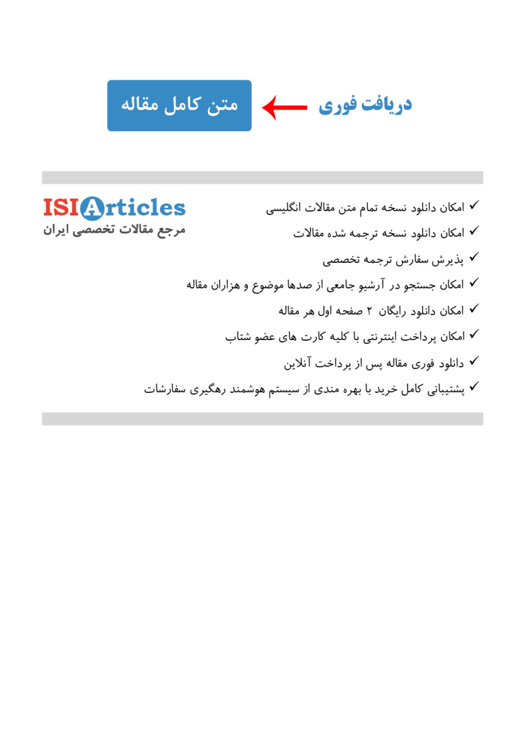دریافت فوری ← **متن کامل مقاله**

**ISIArticles**
مرجع مقالات تخصصی ایران

- ✓ امکان دانلود نسخه تمام متن مقالات انگلیسی
- ✓ امکان دانلود نسخه ترجمه شده مقالات
- ✓ پذیرش سفارش ترجمه تخصصی
- ✓ امکان جستجو در آرشیو جامعی از صدها موضوع و هزاران مقاله
- ✓ امکان دانلود رایگان ۲ صفحه اول هر مقاله
- ✓ امکان پرداخت اینترنتی با کلیه کارت های عضو شتاب
- ✓ دانلود فوری مقاله پس از پرداخت آنلاین
- ✓ پشتیبانی کامل خرید با بهره مندی از سیستم هوشمند رهگیری سفارشات